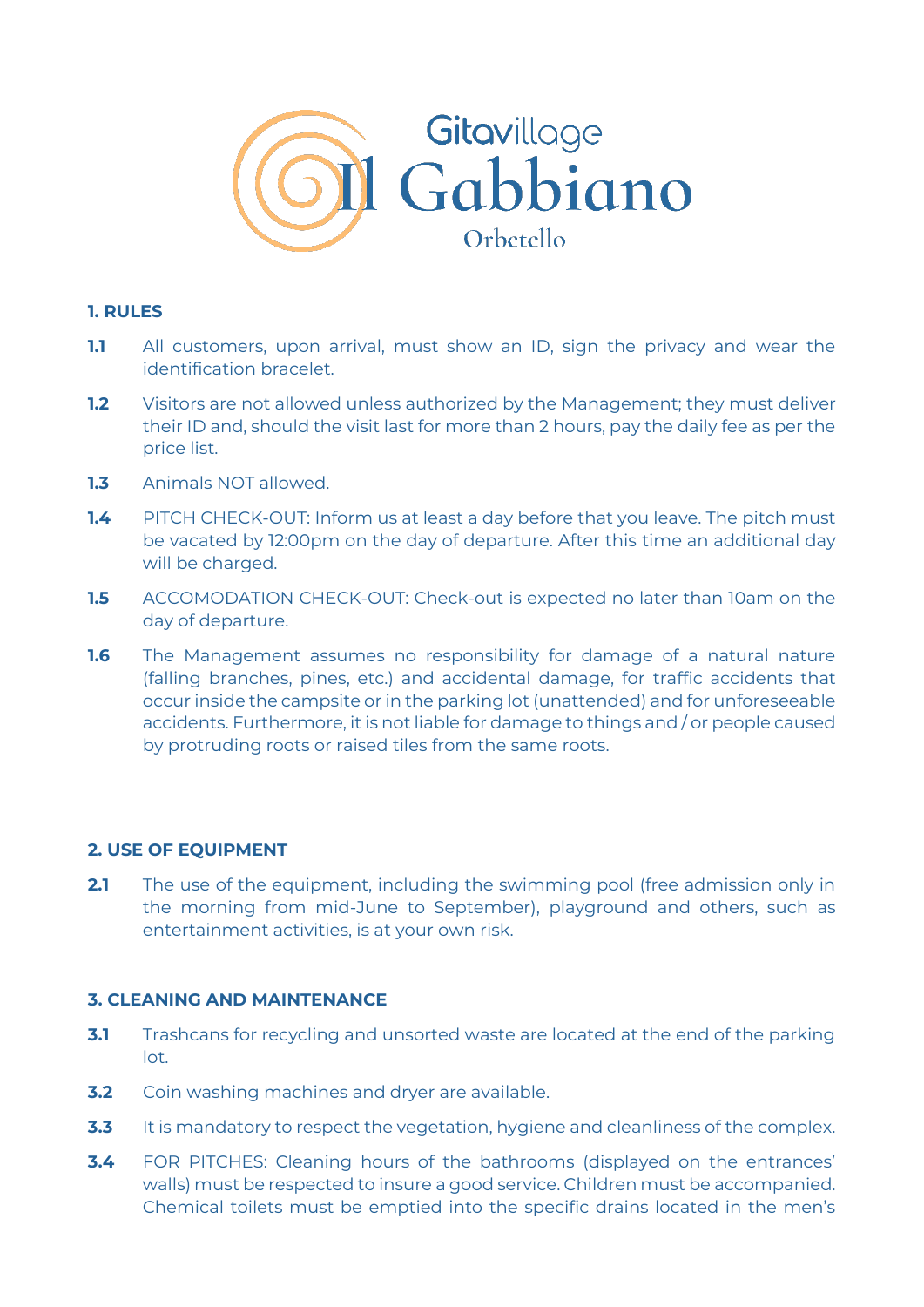Gitavillage
Il Gabbiano
Orbetello

## 1. RULES

**1.1** All customers, upon arrival, must show an ID, sign the privacy and wear the identification bracelet.

**1.2** Visitors are not allowed unless authorized by the Management; they must deliver their ID and, should the visit last for more than 2 hours, pay the daily fee as per the price list.

**1.3** Animals NOT allowed.

**1.4** PITCH CHECK-OUT: Inform us at least a day before that you leave. The pitch must be vacated by 12:00pm on the day of departure. After this time an additional day will be charged.

**1.5** ACCOMODATION CHECK-OUT: Check-out is expected no later than 10am on the day of departure.

**1.6** The Management assumes no responsibility for damage of a natural nature (falling branches, pines, etc.) and accidental damage, for traffic accidents that occur inside the campsite or in the parking lot (unattended) and for unforeseeable accidents. Furthermore, it is not liable for damage to things and / or people caused by protruding roots or raised tiles from the same roots.

## 2. USE OF EQUIPMENT

**2.1** The use of the equipment, including the swimming pool (free admission only in the morning from mid-June to September), playground and others, such as entertainment activities, is at your own risk.

## 3. CLEANING AND MAINTENANCE

**3.1** Trashcans for recycling and unsorted waste are located at the end of the parking lot.

**3.2** Coin washing machines and dryer are available.

**3.3** It is mandatory to respect the vegetation, hygiene and cleanliness of the complex.

**3.4** FOR PITCHES: Cleaning hours of the bathrooms (displayed on the entrances' walls) must be respected to insure a good service. Children must be accompanied. Chemical toilets must be emptied into the specific drains located in the men's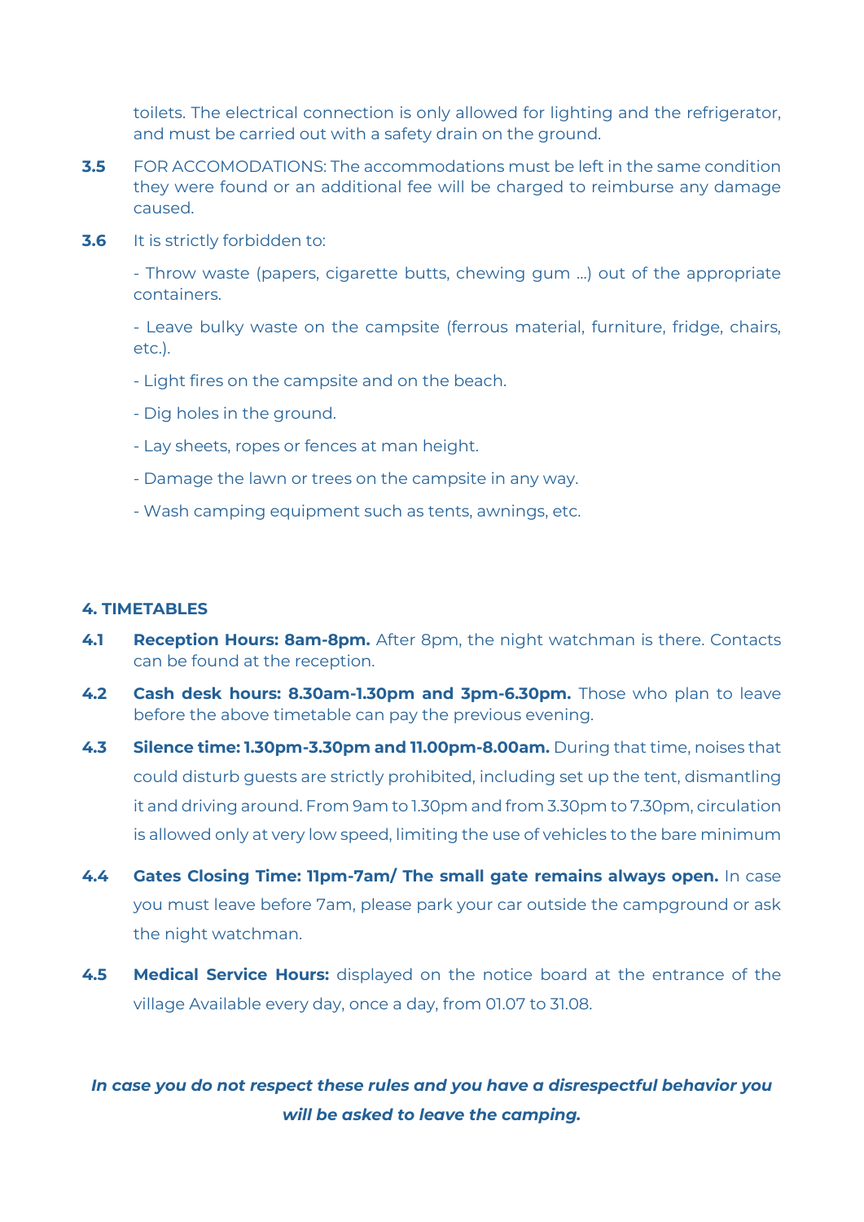toilets. The electrical connection is only allowed for lighting and the refrigerator, and must be carried out with a safety drain on the ground.

**3.5** FOR ACCOMODATIONS: The accommodations must be left in the same condition they were found or an additional fee will be charged to reimburse any damage caused.

**3.6** It is strictly forbidden to:

- Throw waste (papers, cigarette butts, chewing gum ...) out of the appropriate containers.
- Leave bulky waste on the campsite (ferrous material, furniture, fridge, chairs, etc.).
- Light fires on the campsite and on the beach.
- Dig holes in the ground.
- Lay sheets, ropes or fences at man height.
- Damage the lawn or trees on the campsite in any way.
- Wash camping equipment such as tents, awnings, etc.

## 4. TIMETABLES

**4.1** **Reception Hours: 8am-8pm.** After 8pm, the night watchman is there. Contacts can be found at the reception.

**4.2** **Cash desk hours: 8.30am-1.30pm and 3pm-6.30pm.** Those who plan to leave before the above timetable can pay the previous evening.

**4.3** **Silence time: 1.30pm-3.30pm and 11.00pm-8.00am.** During that time, noises that could disturb guests are strictly prohibited, including set up the tent, dismantling it and driving around. From 9am to 1.30pm and from 3.30pm to 7.30pm, circulation is allowed only at very low speed, limiting the use of vehicles to the bare minimum

**4.4** **Gates Closing Time: 11pm-7am/ The small gate remains always open.** In case you must leave before 7am, please park your car outside the campground or ask the night watchman.

**4.5** **Medical Service Hours:** displayed on the notice board at the entrance of the village Available every day, once a day, from 01.07 to 31.08.

***In case you do not respect these rules and you have a disrespectful behavior you will be asked to leave the camping.***